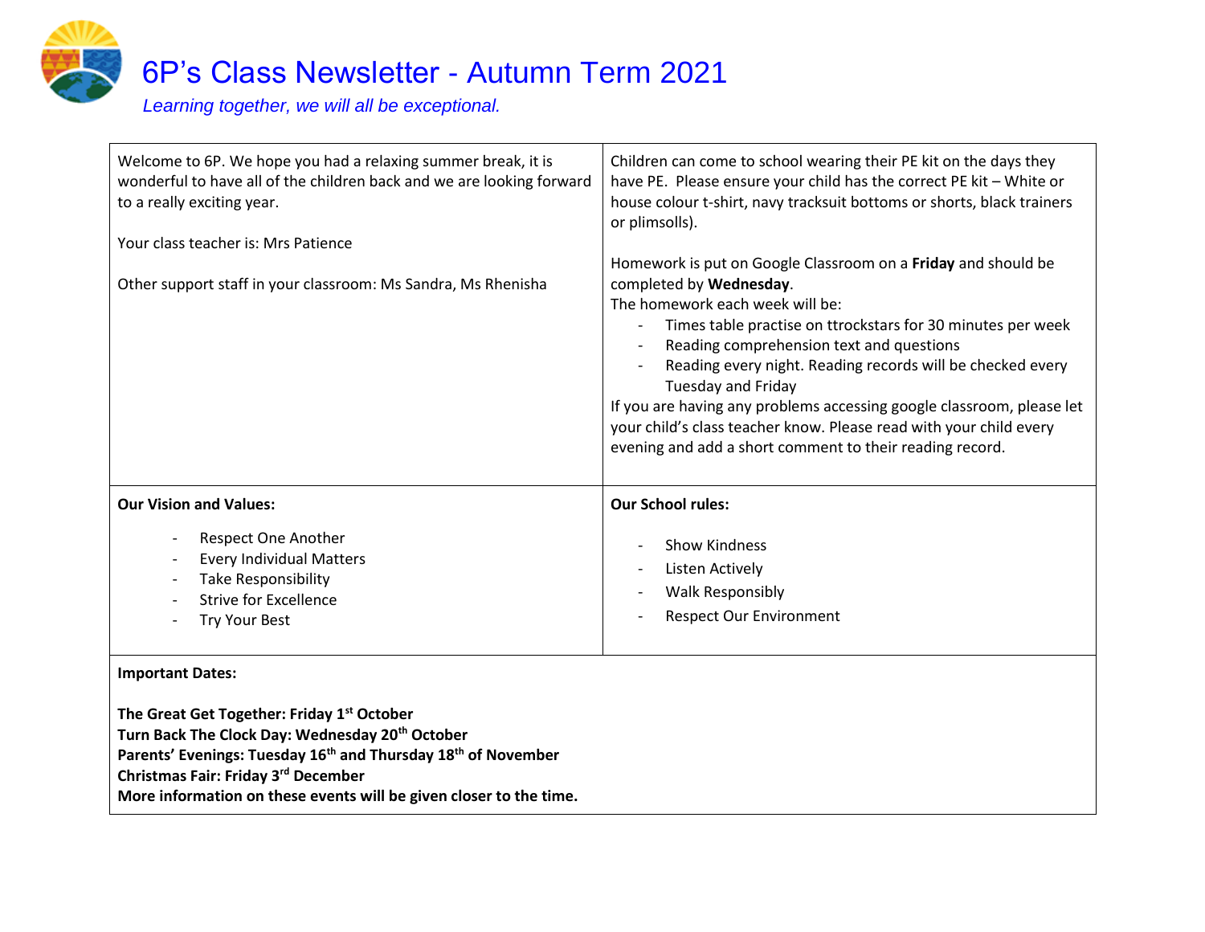# 6P's Class Newsletter - Autumn Term 2021

*Learning together, we will all be exceptional.*

Welcome to 6P. We hope you had a relaxing summer break, it is wonderful to have all of the children back and we are looking forward to a really exciting year.

Your class teacher is: Mrs Patience

Other support staff in your classroom: Ms Sandra, Ms Rhenisha

Children can come to school wearing their PE kit on the days they have PE. Please ensure your child has the correct PE kit – White or house colour t-shirt, navy tracksuit bottoms or shorts, black trainers or plimsolls).

Homework is put on Google Classroom on a **Friday** and should be completed by **Wednesday**.

The homework each week will be:

- Times table practise on ttrockstars for 30 minutes per week
- Reading comprehension text and questions
- Reading every night. Reading records will be checked every Tuesday and Friday

If you are having any problems accessing google classroom, please let your child's class teacher know. Please read with your child every evening and add a short comment to their reading record.

**Our Vision and Values:**

- Respect One Another
- Every Individual Matters
- Take Responsibility
- Strive for Excellence
- Try Your Best

**Our School rules:**

- Show Kindness
- Listen Actively
- Walk Responsibly
- Respect Our Environment

**Important Dates:**

**The Great Get Together: Friday 1st October**
**Turn Back The Clock Day: Wednesday 20th October**
**Parents' Evenings: Tuesday 16th and Thursday 18th of November**
**Christmas Fair: Friday 3rd December**
**More information on these events will be given closer to the time.**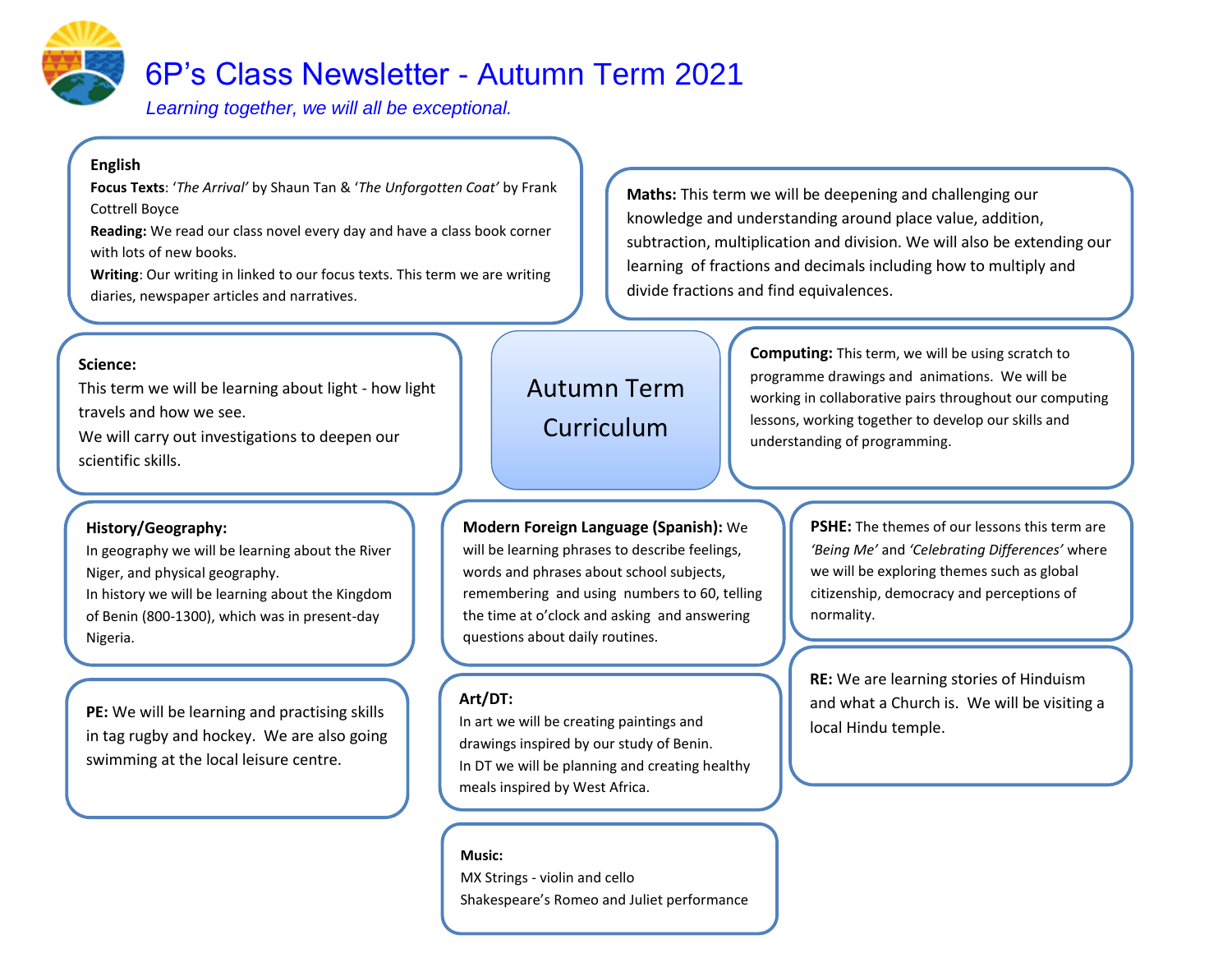# 6P's Class Newsletter - Autumn Term 2021

*Learning together, we will all be exceptional.*

## Autumn Term Curriculum

**English**

**Focus Texts**: '*The Arrival*' by Shaun Tan & '*The Unforgotten Coat*' by Frank Cottrell Boyce

**Reading:** We read our class novel every day and have a class book corner with lots of new books.

**Writing**: Our writing in linked to our focus texts. This term we are writing diaries, newspaper articles and narratives.

**Maths:** This term we will be deepening and challenging our knowledge and understanding around place value, addition, subtraction, multiplication and division. We will also be extending our learning of fractions and decimals including how to multiply and divide fractions and find equivalences.

**Science:**

This term we will be learning about light - how light travels and how we see.

We will carry out investigations to deepen our scientific skills.

**Computing:** This term, we will be using scratch to programme drawings and animations. We will be working in collaborative pairs throughout our computing lessons, working together to develop our skills and understanding of programming.

**History/Geography:**

In geography we will be learning about the River Niger, and physical geography.

In history we will be learning about the Kingdom of Benin (800-1300), which was in present-day Nigeria.

**Modern Foreign Language (Spanish):** We will be learning phrases to describe feelings, words and phrases about school subjects, remembering and using numbers to 60, telling the time at o'clock and asking and answering questions about daily routines.

**PSHE:** The themes of our lessons this term are *'Being Me'* and *'Celebrating Differences'* where we will be exploring themes such as global citizenship, democracy and perceptions of normality.

**PE:** We will be learning and practising skills in tag rugby and hockey. We are also going swimming at the local leisure centre.

**Art/DT:**

In art we will be creating paintings and drawings inspired by our study of Benin.

In DT we will be planning and creating healthy meals inspired by West Africa.

**RE:** We are learning stories of Hinduism and what a Church is. We will be visiting a local Hindu temple.

**Music:**

MX Strings - violin and cello

Shakespeare's Romeo and Juliet performance